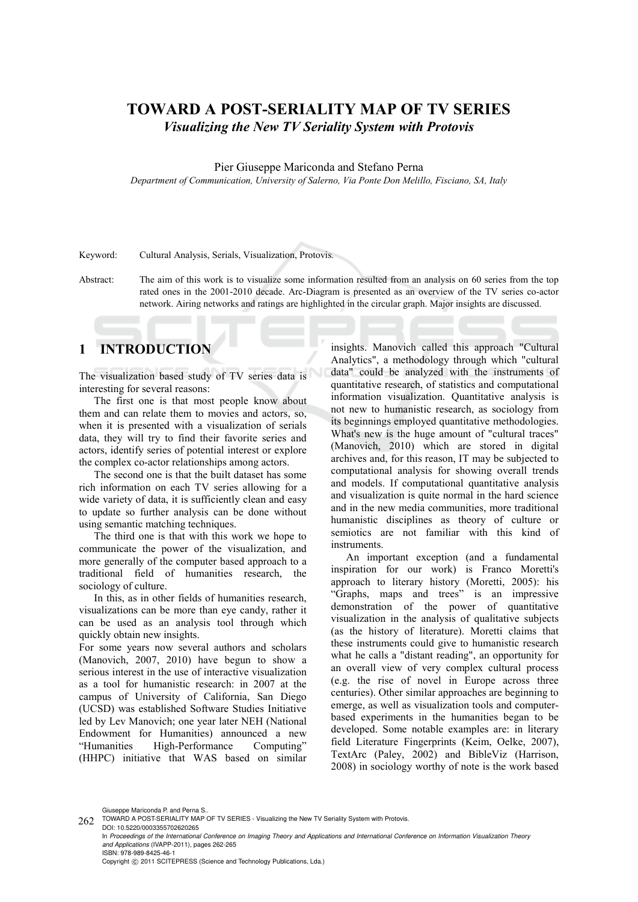# TOWARD A POST-SERIALITY MAP OF TV SERIES

*Visualizing the New TV Seriality System with Protovis*

Pier Giuseppe Mariconda and Stefano Perna

*Department of Communication, University of Salerno, Via Ponte Don Melillo, Fisciano, SA, Italy*

Keyword: Cultural Analysis, Serials, Visualization, Protovis.

Abstract: The aim of this work is to visualize some information resulted from an analysis on 60 series from the top rated ones in the 2001-2010 decade. Arc-Diagram is presented as an overview of the TV series co-actor network. Airing networks and ratings are highlighted in the circular graph. Major insights are discussed.

## 1 INTRODUCTION

The visualization based study of TV series data is interesting for several reasons:

The first one is that most people know about them and can relate them to movies and actors, so, when it is presented with a visualization of serials data, they will try to find their favorite series and actors, identify series of potential interest or explore the complex co-actor relationships among actors.

The second one is that the built dataset has some rich information on each TV series allowing for a wide variety of data, it is sufficiently clean and easy to update so further analysis can be done without using semantic matching techniques.

The third one is that with this work we hope to communicate the power of the visualization, and more generally of the computer based approach to a traditional field of humanities research, the sociology of culture.

In this, as in other fields of humanities research, visualizations can be more than eye candy, rather it can be used as an analysis tool through which quickly obtain new insights.

For some years now several authors and scholars (Manovich, 2007, 2010) have begun to show a serious interest in the use of interactive visualization as a tool for humanistic research: in 2007 at the campus of University of California, San Diego (UCSD) was established Software Studies Initiative led by Lev Manovich; one year later NEH (National Endowment for Humanities) announced a new "Humanities High-Performance Computing" (HHPC) initiative that WAS based on similar insights. Manovich called this approach "Cultural Analytics", a methodology through which "cultural data" could be analyzed with the instruments of quantitative research, of statistics and computational information visualization. Quantitative analysis is not new to humanistic research, as sociology from its beginnings employed quantitative methodologies. What's new is the huge amount of "cultural traces" (Manovich, 2010) which are stored in digital archives and, for this reason, IT may be subjected to computational analysis for showing overall trends and models. If computational quantitative analysis and visualization is quite normal in the hard science and in the new media communities, more traditional humanistic disciplines as theory of culture or semiotics are not familiar with this kind of instruments.

An important exception (and a fundamental inspiration for our work) is Franco Moretti's approach to literary history (Moretti, 2005): his "Graphs, maps and trees" is an impressive demonstration of the power of quantitative visualization in the analysis of qualitative subjects (as the history of literature). Moretti claims that these instruments could give to humanistic research what he calls a "distant reading", an opportunity for an overall view of very complex cultural process (e.g. the rise of novel in Europe across three centuries). Other similar approaches are beginning to emerge, as well as visualization tools and computer-based experiments in the humanities began to be developed. Some notable examples are: in literary field Literature Fingerprints (Keim, Oelke, 2007), TextArc (Paley, 2002) and BibleViz (Harrison, 2008) in sociology worthy of note is the work based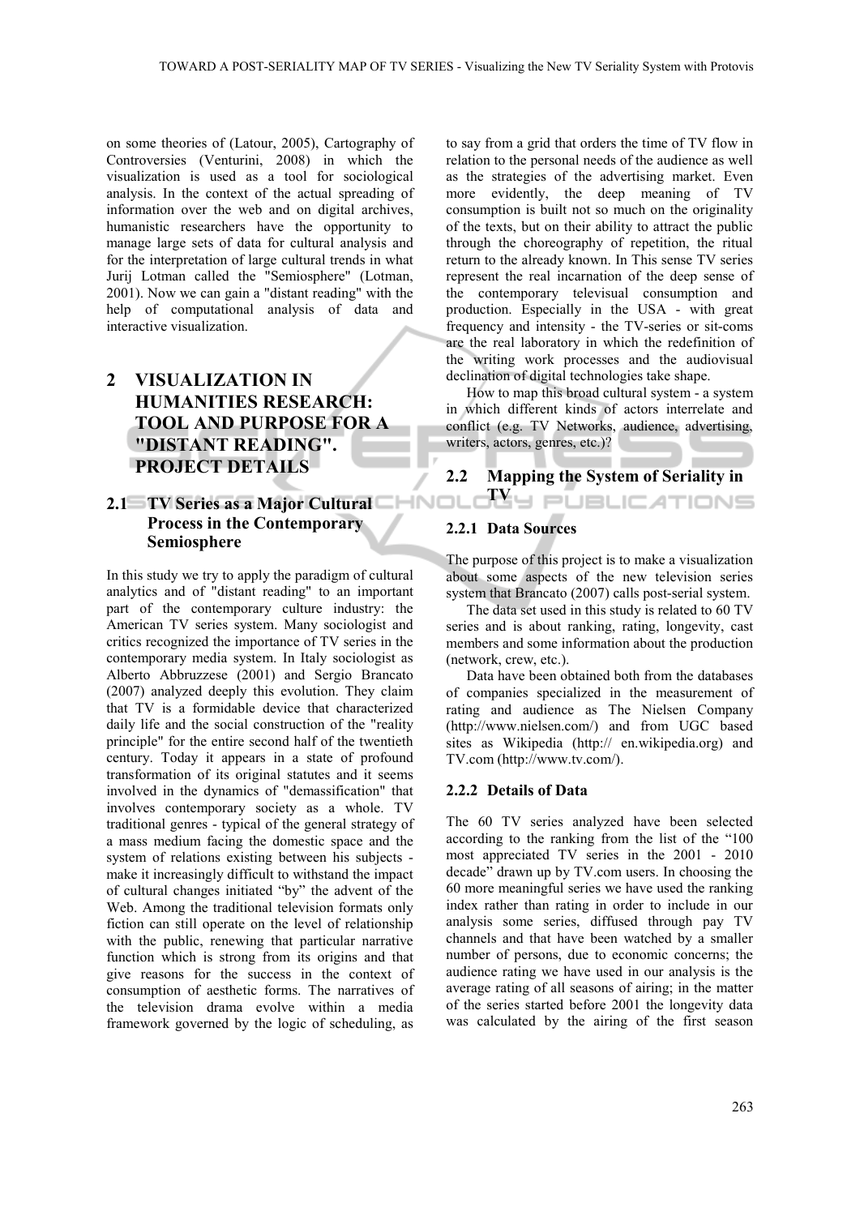on some theories of (Latour, 2005), Cartography of Controversies (Venturini, 2008) in which the visualization is used as a tool for sociological analysis. In the context of the actual spreading of information over the web and on digital archives, humanistic researchers have the opportunity to manage large sets of data for cultural analysis and for the interpretation of large cultural trends in what Jurij Lotman called the "Semiosphere" (Lotman, 2001). Now we can gain a "distant reading" with the help of computational analysis of data and interactive visualization.

## 2 VISUALIZATION IN HUMANITIES RESEARCH: TOOL AND PURPOSE FOR A "DISTANT READING". PROJECT DETAILS

### 2.1 TV Series as a Major Cultural Process in the Contemporary Semiosphere

In this study we try to apply the paradigm of cultural analytics and of "distant reading" to an important part of the contemporary culture industry: the American TV series system. Many sociologist and critics recognized the importance of TV series in the contemporary media system. In Italy sociologist as Alberto Abbruzzese (2001) and Sergio Brancato (2007) analyzed deeply this evolution. They claim that TV is a formidable device that characterized daily life and the social construction of the "reality principle" for the entire second half of the twentieth century. Today it appears in a state of profound transformation of its original statutes and it seems involved in the dynamics of "demassification" that involves contemporary society as a whole. TV traditional genres - typical of the general strategy of a mass medium facing the domestic space and the system of relations existing between his subjects - make it increasingly difficult to withstand the impact of cultural changes initiated "by" the advent of the Web. Among the traditional television formats only fiction can still operate on the level of relationship with the public, renewing that particular narrative function which is strong from its origins and that give reasons for the success in the context of consumption of aesthetic forms. The narratives of the television drama evolve within a media framework governed by the logic of scheduling, as to say from a grid that orders the time of TV flow in relation to the personal needs of the audience as well as the strategies of the advertising market. Even more evidently, the deep meaning of TV consumption is built not so much on the originality of the texts, but on their ability to attract the public through the choreography of repetition, the ritual return to the already known. In This sense TV series represent the real incarnation of the deep sense of the contemporary televisual consumption and production. Especially in the USA - with great frequency and intensity - the TV-series or sit-coms are the real laboratory in which the redefinition of the writing work processes and the audiovisual declination of digital technologies take shape.

How to map this broad cultural system - a system in which different kinds of actors interrelate and conflict (e.g. TV Networks, audience, advertising, writers, actors, genres, etc.)?

### 2.2 Mapping the System of Seriality in TV

#### 2.2.1 Data Sources

The purpose of this project is to make a visualization about some aspects of the new television series system that Brancato (2007) calls post-serial system.

The data set used in this study is related to 60 TV series and is about ranking, rating, longevity, cast members and some information about the production (network, crew, etc.).

Data have been obtained both from the databases of companies specialized in the measurement of rating and audience as The Nielsen Company (http://www.nielsen.com/) and from UGC based sites as Wikipedia (http:// en.wikipedia.org) and TV.com (http://www.tv.com/).

#### 2.2.2 Details of Data

The 60 TV series analyzed have been selected according to the ranking from the list of the "100 most appreciated TV series in the 2001 - 2010 decade" drawn up by TV.com users. In choosing the 60 more meaningful series we have used the ranking index rather than rating in order to include in our analysis some series, diffused through pay TV channels and that have been watched by a smaller number of persons, due to economic concerns; the audience rating we have used in our analysis is the average rating of all seasons of airing; in the matter of the series started before 2001 the longevity data was calculated by the airing of the first season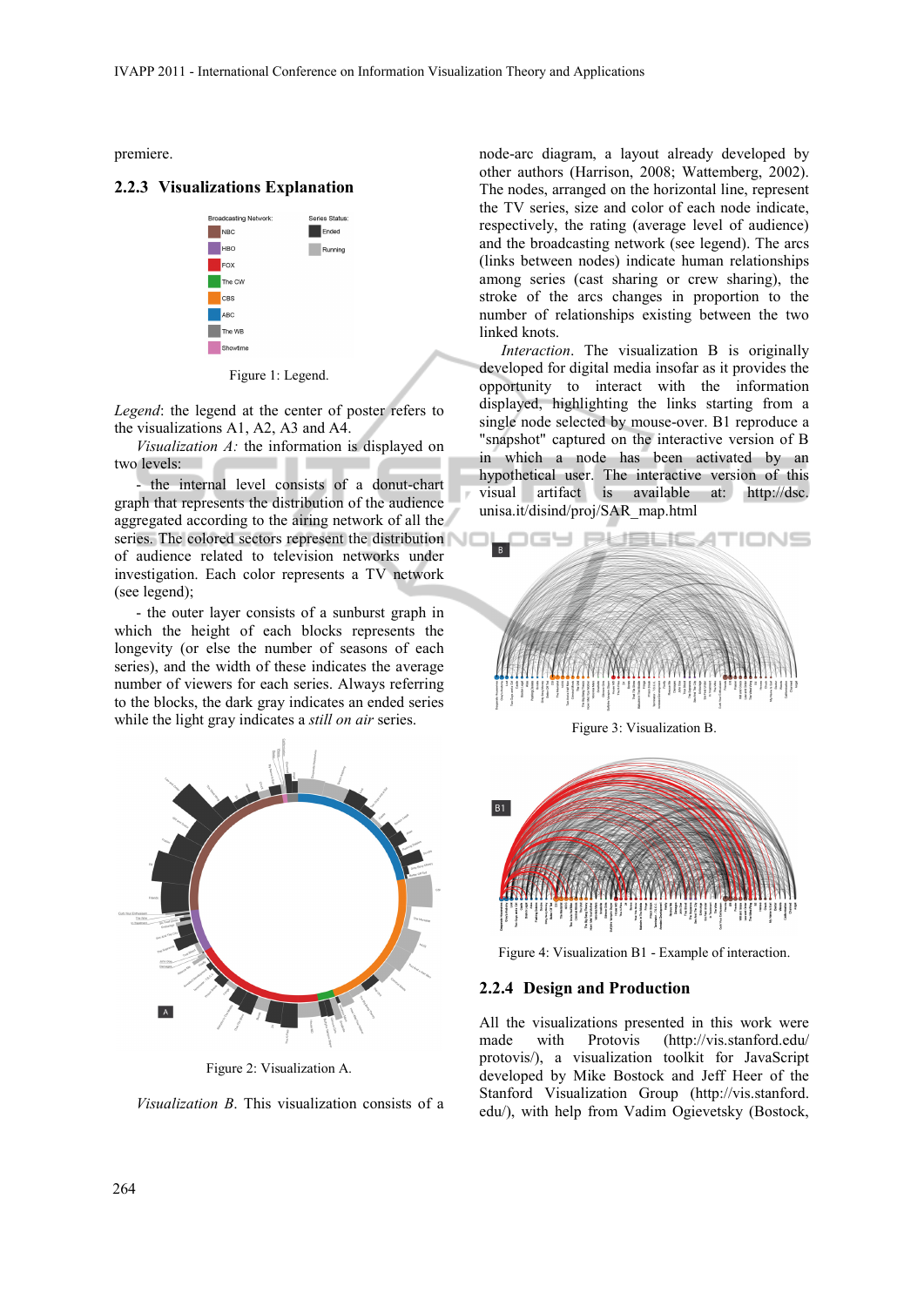premiere.

### 2.2.3 Visualizations Explanation

Figure 1: Legend.

*Legend*: the legend at the center of poster refers to the visualizations A1, A2, A3 and A4.

*Visualization A:* the information is displayed on two levels:

- the internal level consists of a donut-chart graph that represents the distribution of the audience aggregated according to the airing network of all the series. The colored sectors represent the distribution of audience related to television networks under investigation. Each color represents a TV network (see legend);

- the outer layer consists of a sunburst graph in which the height of each blocks represents the longevity (or else the number of seasons of each series), and the width of these indicates the average number of viewers for each series. Always referring to the blocks, the dark gray indicates an ended series while the light gray indicates a *still on air* series.

Figure 2: Visualization A.

*Visualization B*. This visualization consists of a node-arc diagram, a layout already developed by other authors (Harrison, 2008; Wattemberg, 2002). The nodes, arranged on the horizontal line, represent the TV series, size and color of each node indicate, respectively, the rating (average level of audience) and the broadcasting network (see legend). The arcs (links between nodes) indicate human relationships among series (cast sharing or crew sharing), the stroke of the arcs changes in proportion to the number of relationships existing between the two linked knots.

*Interaction*. The visualization B is originally developed for digital media insofar as it provides the opportunity to interact with the information displayed, highlighting the links starting from a single node selected by mouse-over. B1 reproduce a "snapshot" captured on the interactive version of B in which a node has been activated by an hypothetical user. The interactive version of this visual artifact is available at: http://dsc.unisa.it/disind/proj/SAR_map.html

Figure 3: Visualization B.

Figure 4: Visualization B1 - Example of interaction.

### 2.2.4 Design and Production

All the visualizations presented in this work were made with Protovis (http://vis.stanford.edu/protovis/), a visualization toolkit for JavaScript developed by Mike Bostock and Jeff Heer of the Stanford Visualization Group (http://vis.stanford.edu/), with help from Vadim Ogievetsky (Bostock,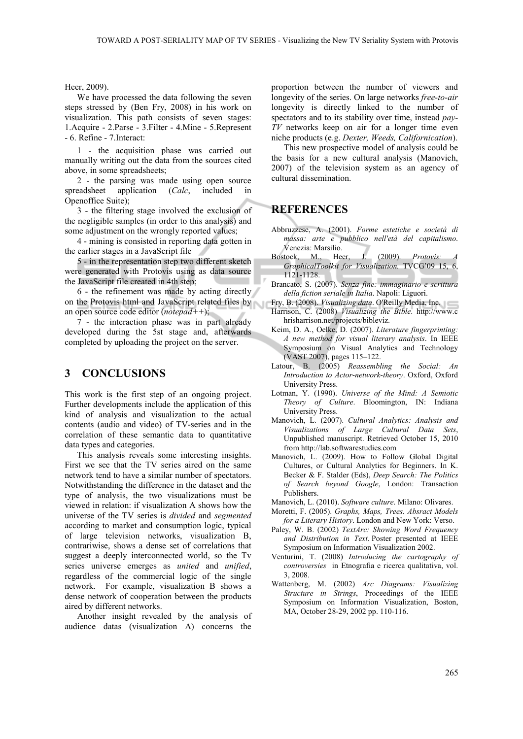Heer, 2009).

We have processed the data following the seven steps stressed by (Ben Fry, 2008) in his work on visualization. This path consists of seven stages: 1.Acquire - 2.Parse - 3.Filter - 4.Mine - 5.Represent - 6. Refine - 7.Interact:

1 - the acquisition phase was carried out manually writing out the data from the sources cited above, in some spreadsheets;

2 - the parsing was made using open source spreadsheet application (*Calc*, included in Openoffice Suite);

3 - the filtering stage involved the exclusion of the negligible samples (in order to this analysis) and some adjustment on the wrongly reported values;

4 - mining is consisted in reporting data gotten in the earlier stages in a JavaScript file

5 - in the representation step two different sketch were generated with Protovis using as data source the JavaScript file created in 4th step;

6 - the refinement was made by acting directly on the Protovis html and JavaScript related files by an open source code editor (*notepad++*);

7 - the interaction phase was in part already developed during the 5st stage and, afterwards completed by uploading the project on the server.

## 3 CONCLUSIONS

This work is the first step of an ongoing project. Further developments include the application of this kind of analysis and visualization to the actual contents (audio and video) of TV-series and in the correlation of these semantic data to quantitative data types and categories.

This analysis reveals some interesting insights. First we see that the TV series aired on the same network tend to have a similar number of spectators. Notwithstanding the difference in the dataset and the type of analysis, the two visualizations must be viewed in relation: if visualization A shows how the universe of the TV series is *divided* and *segmented* according to market and consumption logic, typical of large television networks, visualization B, contrariwise, shows a dense set of correlations that suggest a deeply interconnected world, so the Tv series universe emerges as *united* and *unified*, regardless of the commercial logic of the single network. For example, visualization B shows a dense network of cooperation between the products aired by different networks.

Another insight revealed by the analysis of audience datas (visualization A) concerns the proportion between the number of viewers and longevity of the series. On large networks *free-to-air* longevity is directly linked to the number of spectators and to its stability over time, instead *pay-TV* networks keep on air for a longer time even niche products (e.g. *Dexter, Weeds, Californication*).

This new prospective model of analysis could be the basis for a new cultural analysis (Manovich, 2007) of the television system as an agency of cultural dissemination.

## REFERENCES

Abbruzzese, A. (2001). *Forme estetiche e società di massa: arte e pubblico nell'età del capitalismo*. Venezia: Marsilio.

Bostock, M., Heer, J. (2009). *Protovis: A GraphicalToolkit for Visualization.* TVCG'09 15, 6, 1121-1128.

Brancato, S. (2007). *Senza fine: immaginario e scrittura della fiction seriale in Italia*. Napoli: Liguori.

Fry, B. (2008). *Visualizing data*. O'Reilly Media, Inc.

Harrison, C. (2008) *Visualizing the Bible*. http://www.chrisharrison.net/projects/bibleviz.

Keim, D. A., Oelke, D. (2007). *Literature fingerprinting: A new method for visual literary analysis*. In IEEE Symposium on Visual Analytics and Technology (VAST 2007), pages 115–122.

Latour, B. (2005) *Reassembling the Social: An Introduction to Actor-network-theory*. Oxford, Oxford University Press.

Lotman, Y. (1990). *Universe of the Mind: A Semiotic Theory of Culture*. Bloomington, IN: Indiana University Press.

Manovich, L. (2007). *Cultural Analytics: Analysis and Visualizations of Large Cultural Data Sets*, Unpublished manuscript. Retrieved October 15, 2010 from http://lab.softwarestudies.com

Manovich, L. (2009). How to Follow Global Digital Cultures, or Cultural Analytics for Beginners. In K. Becker & F. Stalder (Eds), *Deep Search: The Politics of Search beyond Google*, London: Transaction Publishers.

Manovich, L. (2010). *Software culture*. Milano: Olivares.

Moretti, F. (2005). *Graphs, Maps, Trees. Absract Models for a Literary History*. London and New York: Verso.

Paley, W. B. (2002) *TextArc: Showing Word Frequency and Distribution in Text*. Poster presented at IEEE Symposium on Information Visualization 2002.

Venturini, T. (2008) *Introducing the cartography of controversies* in Etnografia e ricerca qualitativa, vol. 3, 2008.

Wattenberg, M. (2002) *Arc Diagrams: Visualizing Structure in Strings*, Proceedings of the IEEE Symposium on Information Visualization, Boston, MA, October 28-29, 2002 pp. 110-116.